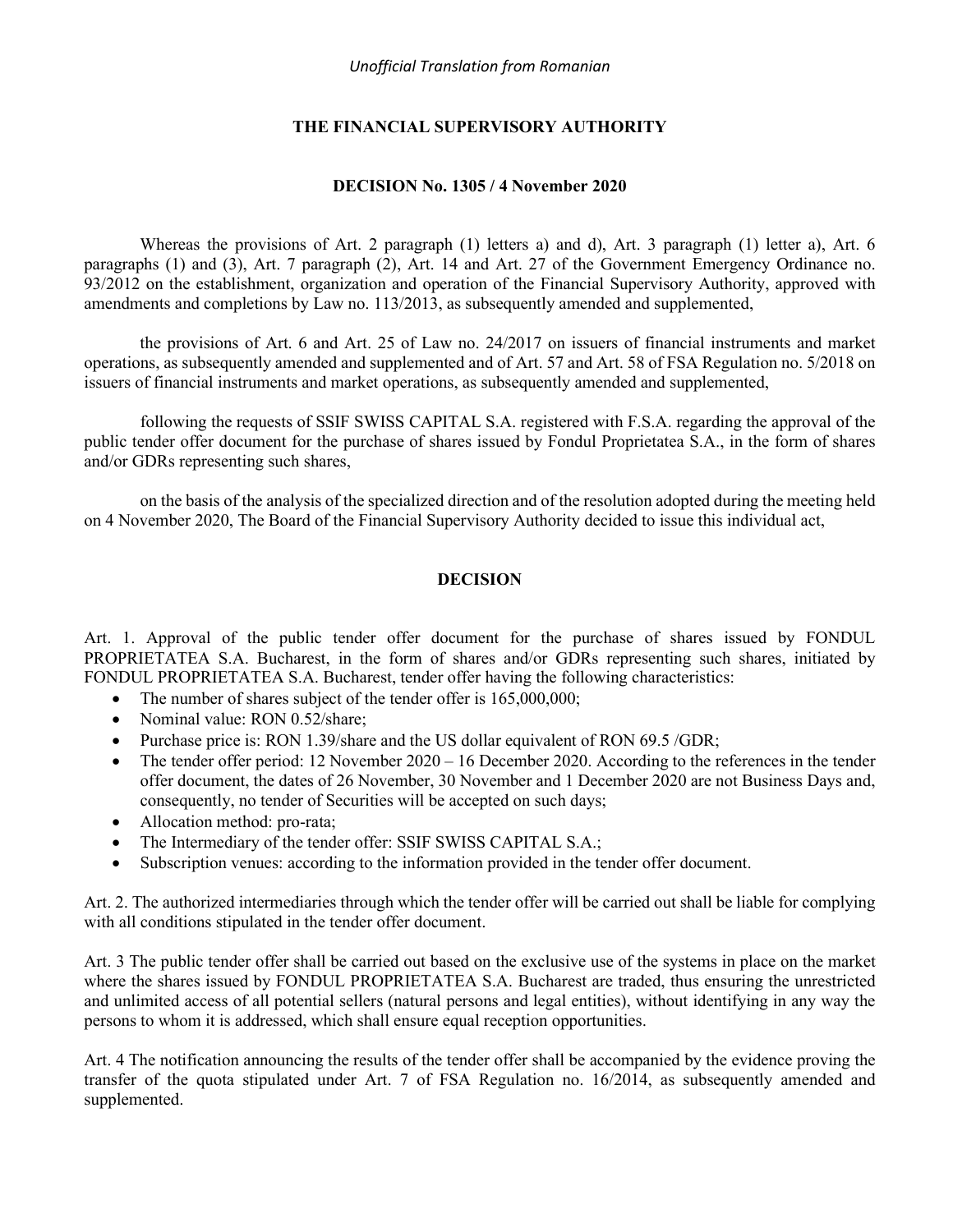*Unofficial Translation from Romanian*

**THE FINANCIAL SUPERVISORY AUTHORITY**

**DECISION No. 1305 / 4 November 2020**

Whereas the provisions of Art. 2 paragraph (1) letters a) and d), Art. 3 paragraph (1) letter a), Art. 6 paragraphs (1) and (3), Art. 7 paragraph (2), Art. 14 and Art. 27 of the Government Emergency Ordinance no. 93/2012 on the establishment, organization and operation of the Financial Supervisory Authority, approved with amendments and completions by Law no. 113/2013, as subsequently amended and supplemented,

the provisions of Art. 6 and Art. 25 of Law no. 24/2017 on issuers of financial instruments and market operations, as subsequently amended and supplemented and of Art. 57 and Art. 58 of FSA Regulation no. 5/2018 on issuers of financial instruments and market operations, as subsequently amended and supplemented,

following the requests of SSIF SWISS CAPITAL S.A. registered with F.S.A. regarding the approval of the public tender offer document for the purchase of shares issued by Fondul Proprietatea S.A., in the form of shares and/or GDRs representing such shares,

on the basis of the analysis of the specialized direction and of the resolution adopted during the meeting held on 4 November 2020, The Board of the Financial Supervisory Authority decided to issue this individual act,

**DECISION**

Art. 1. Approval of the public tender offer document for the purchase of shares issued by FONDUL PROPRIETATEA S.A. Bucharest, in the form of shares and/or GDRs representing such shares, initiated by FONDUL PROPRIETATEA S.A. Bucharest, tender offer having the following characteristics:

- The number of shares subject of the tender offer is 165,000,000;
- Nominal value: RON 0.52/share;
- Purchase price is: RON 1.39/share and the US dollar equivalent of RON 69.5 /GDR;
- The tender offer period: 12 November 2020 – 16 December 2020. According to the references in the tender offer document, the dates of 26 November, 30 November and 1 December 2020 are not Business Days and, consequently, no tender of Securities will be accepted on such days;
- Allocation method: pro-rata;
- The Intermediary of the tender offer: SSIF SWISS CAPITAL S.A.;
- Subscription venues: according to the information provided in the tender offer document.

Art. 2. The authorized intermediaries through which the tender offer will be carried out shall be liable for complying with all conditions stipulated in the tender offer document.

Art. 3 The public tender offer shall be carried out based on the exclusive use of the systems in place on the market where the shares issued by FONDUL PROPRIETATEA S.A. Bucharest are traded, thus ensuring the unrestricted and unlimited access of all potential sellers (natural persons and legal entities), without identifying in any way the persons to whom it is addressed, which shall ensure equal reception opportunities.

Art. 4 The notification announcing the results of the tender offer shall be accompanied by the evidence proving the transfer of the quota stipulated under Art. 7 of FSA Regulation no. 16/2014, as subsequently amended and supplemented.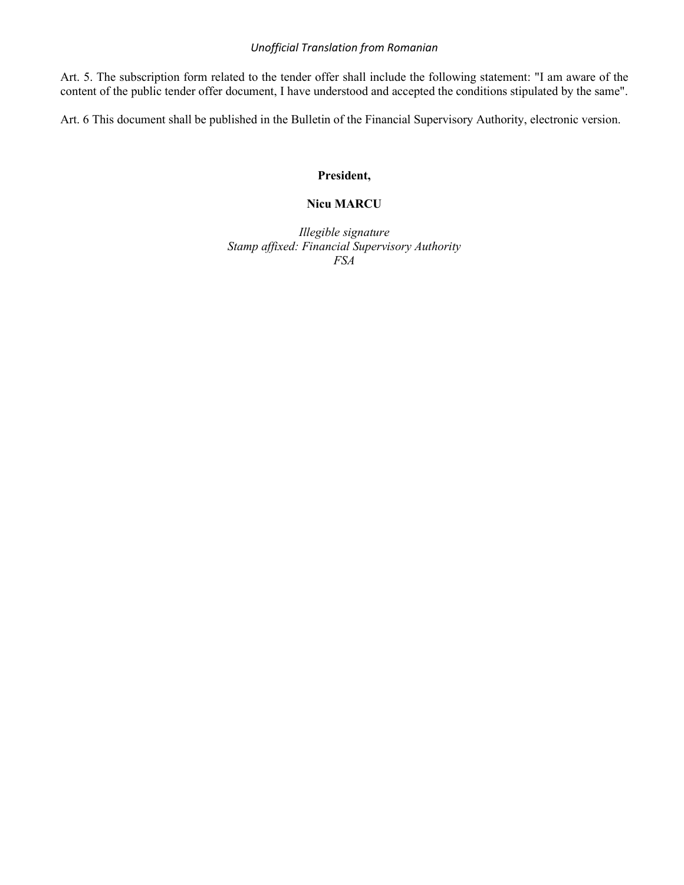Art. 5. The subscription form related to the tender offer shall include the following statement: "I am aware of the content of the public tender offer document, I have understood and accepted the conditions stipulated by the same".

Art. 6 This document shall be published in the Bulletin of the Financial Supervisory Authority, electronic version.

**President,**

**Nicu MARCU**

*Illegible signature*
*Stamp affixed: Financial Supervisory Authority*
*FSA*